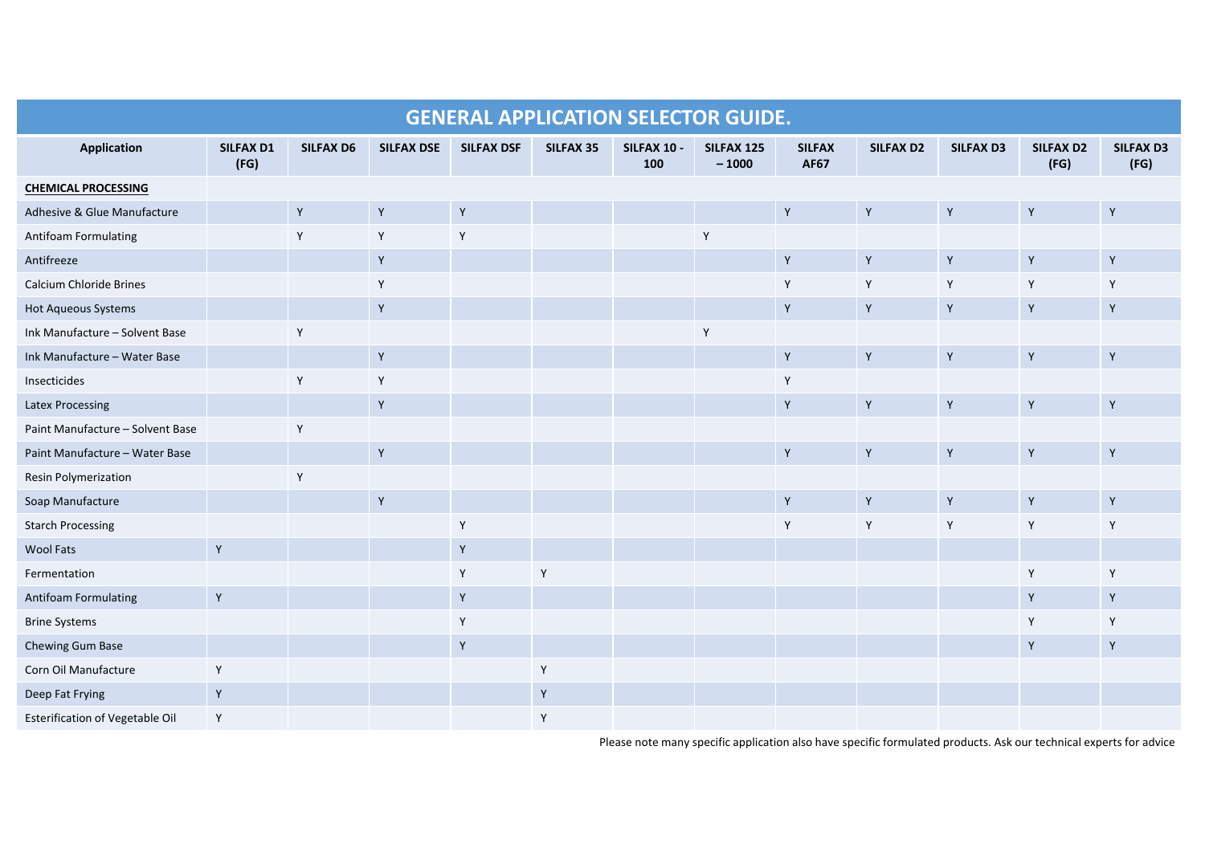# GENERAL APPLICATION SELECTOR GUIDE.

| Application | SILFAX D1 (FG) | SILFAX D6 | SILFAX DSE | SILFAX DSF | SILFAX 35 | SILFAX 10 - 100 | SILFAX 125 – 1000 | SILFAX AF67 | SILFAX D2 | SILFAX D3 | SILFAX D2 (FG) | SILFAX D3 (FG) |
|---|---|---|---|---|---|---|---|---|---|---|---|---|
| **CHEMICAL PROCESSING** | | | | | | | | | | | | |
| Adhesive & Glue Manufacture | | Y | Y | Y | | | | Y | Y | Y | Y | Y |
| Antifoam Formulating | | Y | Y | Y | | | Y | | | | | |
| Antifreeze | | | Y | | | | | Y | Y | Y | Y | Y |
| Calcium Chloride Brines | | | Y | | | | | Y | Y | Y | Y | Y |
| Hot Aqueous Systems | | | Y | | | | | Y | Y | Y | Y | Y |
| Ink Manufacture – Solvent Base | | Y | | | | | Y | | | | | |
| Ink Manufacture – Water Base | | | Y | | | | | Y | Y | Y | Y | Y |
| Insecticides | | Y | Y | | | | | Y | | | | |
| Latex Processing | | | Y | | | | | Y | Y | Y | Y | Y |
| Paint Manufacture – Solvent Base | | Y | | | | | | | | | | |
| Paint Manufacture – Water Base | | | Y | | | | | Y | Y | Y | Y | Y |
| Resin Polymerization | | Y | | | | | | | | | | |
| Soap Manufacture | | | Y | | | | | Y | Y | Y | Y | Y |
| Starch Processing | | | | Y | | | | Y | Y | Y | Y | Y |
| Wool Fats | Y | | | Y | | | | | | | | |
| Fermentation | | | | Y | Y | | | | | | Y | Y |
| Antifoam Formulating | Y | | | Y | | | | | | | Y | Y |
| Brine Systems | | | | Y | | | | | | | Y | Y |
| Chewing Gum Base | | | | Y | | | | | | | Y | Y |
| Corn Oil Manufacture | Y | | | | Y | | | | | | | |
| Deep Fat Frying | Y | | | | Y | | | | | | | |
| Esterification of Vegetable Oil | Y | | | | Y | | | | | | | |

Please note many specific application also have specific formulated products. Ask our technical experts for advice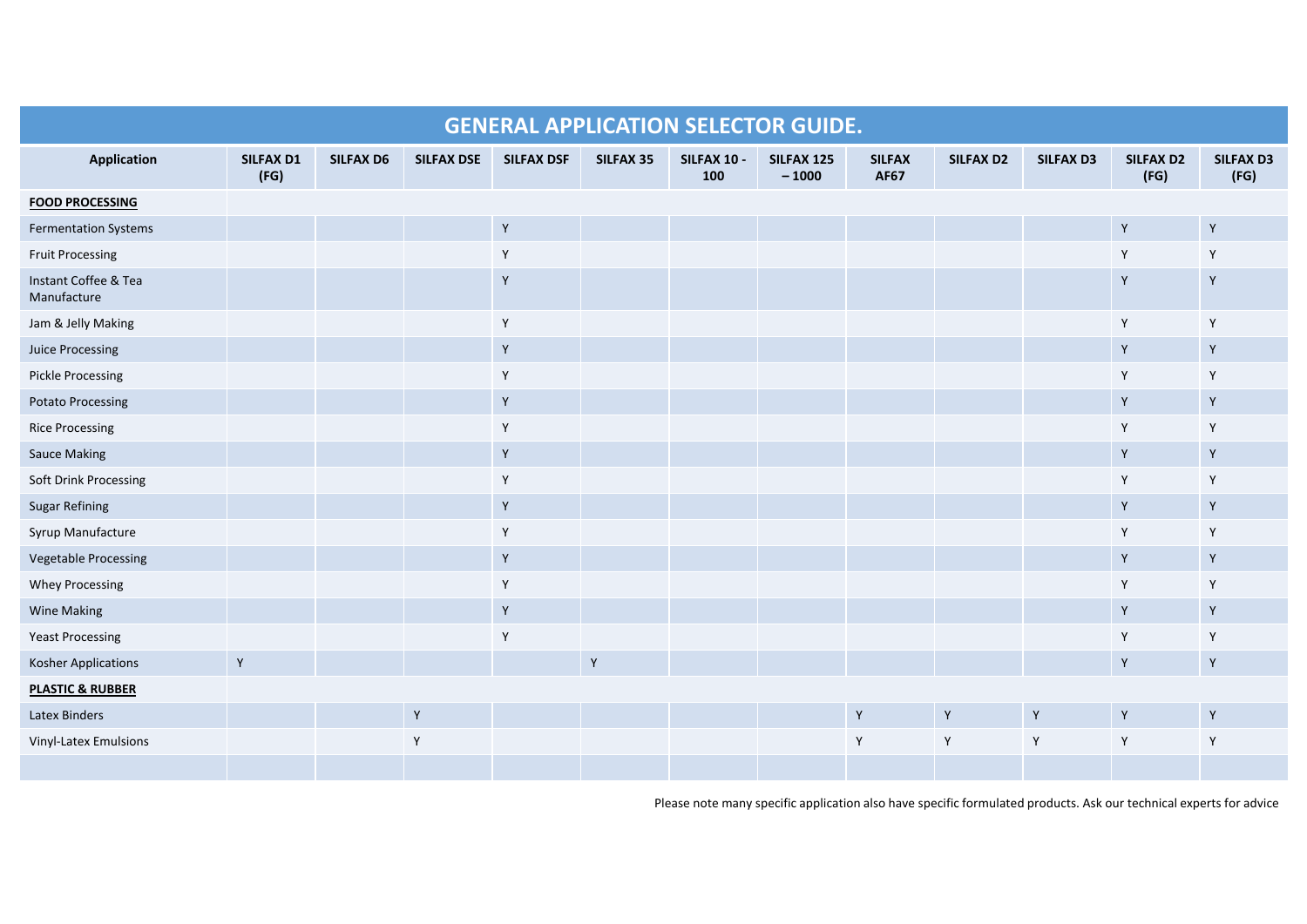# GENERAL APPLICATION SELECTOR GUIDE.

| Application | SILFAX D1 (FG) | SILFAX D6 | SILFAX DSE | SILFAX DSF | SILFAX 35 | SILFAX 10 - 100 | SILFAX 125 – 1000 | SILFAX AF67 | SILFAX D2 | SILFAX D3 | SILFAX D2 (FG) | SILFAX D3 (FG) |
|---|---|---|---|---|---|---|---|---|---|---|---|---|
| **FOOD PROCESSING** | | | | | | | | | | | | |
| Fermentation Systems | | | | Y | | | | | | | Y | Y |
| Fruit Processing | | | | Y | | | | | | | Y | Y |
| Instant Coffee & Tea Manufacture | | | | Y | | | | | | | Y | Y |
| Jam & Jelly Making | | | | Y | | | | | | | Y | Y |
| Juice Processing | | | | Y | | | | | | | Y | Y |
| Pickle Processing | | | | Y | | | | | | | Y | Y |
| Potato Processing | | | | Y | | | | | | | Y | Y |
| Rice Processing | | | | Y | | | | | | | Y | Y |
| Sauce Making | | | | Y | | | | | | | Y | Y |
| Soft Drink Processing | | | | Y | | | | | | | Y | Y |
| Sugar Refining | | | | Y | | | | | | | Y | Y |
| Syrup Manufacture | | | | Y | | | | | | | Y | Y |
| Vegetable Processing | | | | Y | | | | | | | Y | Y |
| Whey Processing | | | | Y | | | | | | | Y | Y |
| Wine Making | | | | Y | | | | | | | Y | Y |
| Yeast Processing | | | | Y | | | | | | | Y | Y |
| Kosher Applications | Y | | | | Y | | | | | | Y | Y |
| **PLASTIC & RUBBER** | | | | | | | | | | | | |
| Latex Binders | | | Y | | | | | Y | Y | Y | Y | Y |
| Vinyl-Latex Emulsions | | | Y | | | | | Y | Y | Y | Y | Y |
| | | | | | | | | | | | | |

Please note many specific application also have specific formulated products. Ask our technical experts for advice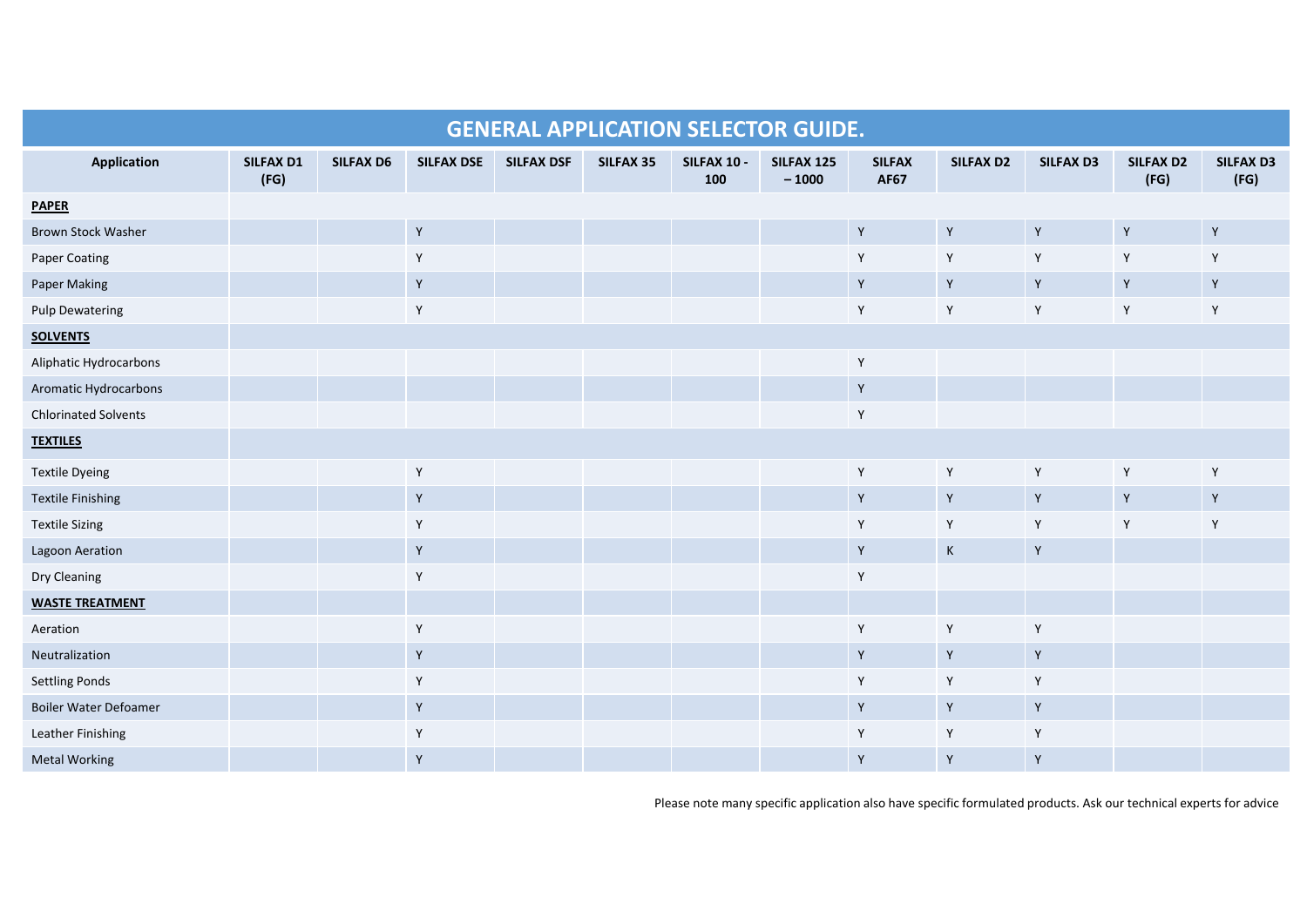# GENERAL APPLICATION SELECTOR GUIDE.

| Application | SILFAX D1 (FG) | SILFAX D6 | SILFAX DSE | SILFAX DSF | SILFAX 35 | SILFAX 10 - 100 | SILFAX 125 – 1000 | SILFAX AF67 | SILFAX D2 | SILFAX D3 | SILFAX D2 (FG) | SILFAX D3 (FG) |
|---|---|---|---|---|---|---|---|---|---|---|---|---|
| **PAPER** | | | | | | | | | | | | |
| Brown Stock Washer | | | Y | | | | | Y | Y | Y | Y | Y |
| Paper Coating | | | Y | | | | | Y | Y | Y | Y | Y |
| Paper Making | | | Y | | | | | Y | Y | Y | Y | Y |
| Pulp Dewatering | | | Y | | | | | Y | Y | Y | Y | Y |
| **SOLVENTS** | | | | | | | | | | | | |
| Aliphatic Hydrocarbons | | | | | | | | Y | | | | |
| Aromatic Hydrocarbons | | | | | | | | Y | | | | |
| Chlorinated Solvents | | | | | | | | Y | | | | |
| **TEXTILES** | | | | | | | | | | | | |
| Textile Dyeing | | | Y | | | | | Y | Y | Y | Y | Y |
| Textile Finishing | | | Y | | | | | Y | Y | Y | Y | Y |
| Textile Sizing | | | Y | | | | | Y | Y | Y | Y | Y |
| Lagoon Aeration | | | Y | | | | | Y | K | Y | | |
| Dry Cleaning | | | Y | | | | | Y | | | | |
| **WASTE TREATMENT** | | | | | | | | | | | | |
| Aeration | | | Y | | | | | Y | Y | Y | | |
| Neutralization | | | Y | | | | | Y | Y | Y | | |
| Settling Ponds | | | Y | | | | | Y | Y | Y | | |
| Boiler Water Defoamer | | | Y | | | | | Y | Y | Y | | |
| Leather Finishing | | | Y | | | | | Y | Y | Y | | |
| Metal Working | | | Y | | | | | Y | Y | Y | | |

Please note many specific application also have specific formulated products. Ask our technical experts for advice